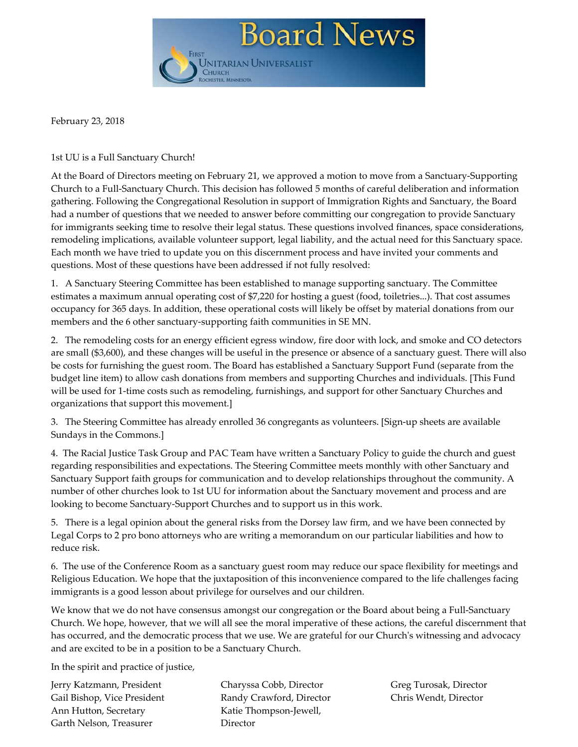# Board News

First Unitarian Universalist Church
Rochester, Minnesota

February 23, 2018

1st UU is a Full Sanctuary Church!

At the Board of Directors meeting on February 21, we approved a motion to move from a Sanctuary-Supporting Church to a Full-Sanctuary Church. This decision has followed 5 months of careful deliberation and information gathering. Following the Congregational Resolution in support of Immigration Rights and Sanctuary, the Board had a number of questions that we needed to answer before committing our congregation to provide Sanctuary for immigrants seeking time to resolve their legal status. These questions involved finances, space considerations, remodeling implications, available volunteer support, legal liability, and the actual need for this Sanctuary space. Each month we have tried to update you on this discernment process and have invited your comments and questions. Most of these questions have been addressed if not fully resolved:

1. A Sanctuary Steering Committee has been established to manage supporting sanctuary. The Committee estimates a maximum annual operating cost of $7,220 for hosting a guest (food, toiletries...). That cost assumes occupancy for 365 days. In addition, these operational costs will likely be offset by material donations from our members and the 6 other sanctuary-supporting faith communities in SE MN.

2. The remodeling costs for an energy efficient egress window, fire door with lock, and smoke and CO detectors are small ($3,600), and these changes will be useful in the presence or absence of a sanctuary guest. There will also be costs for furnishing the guest room. The Board has established a Sanctuary Support Fund (separate from the budget line item) to allow cash donations from members and supporting Churches and individuals. [This Fund will be used for 1-time costs such as remodeling, furnishings, and support for other Sanctuary Churches and organizations that support this movement.]

3. The Steering Committee has already enrolled 36 congregants as volunteers. [Sign-up sheets are available Sundays in the Commons.]

4. The Racial Justice Task Group and PAC Team have written a Sanctuary Policy to guide the church and guest regarding responsibilities and expectations. The Steering Committee meets monthly with other Sanctuary and Sanctuary Support faith groups for communication and to develop relationships throughout the community. A number of other churches look to 1st UU for information about the Sanctuary movement and process and are looking to become Sanctuary-Support Churches and to support us in this work.

5. There is a legal opinion about the general risks from the Dorsey law firm, and we have been connected by Legal Corps to 2 pro bono attorneys who are writing a memorandum on our particular liabilities and how to reduce risk.

6. The use of the Conference Room as a sanctuary guest room may reduce our space flexibility for meetings and Religious Education. We hope that the juxtaposition of this inconvenience compared to the life challenges facing immigrants is a good lesson about privilege for ourselves and our children.

We know that we do not have consensus amongst our congregation or the Board about being a Full-Sanctuary Church. We hope, however, that we will all see the moral imperative of these actions, the careful discernment that has occurred, and the democratic process that we use. We are grateful for our Church's witnessing and advocacy and are excited to be in a position to be a Sanctuary Church.

In the spirit and practice of justice,

Jerry Katzmann, President
Gail Bishop, Vice President
Ann Hutton, Secretary
Garth Nelson, Treasurer
Charyssa Cobb, Director
Randy Crawford, Director
Katie Thompson-Jewell, Director
Greg Turosak, Director
Chris Wendt, Director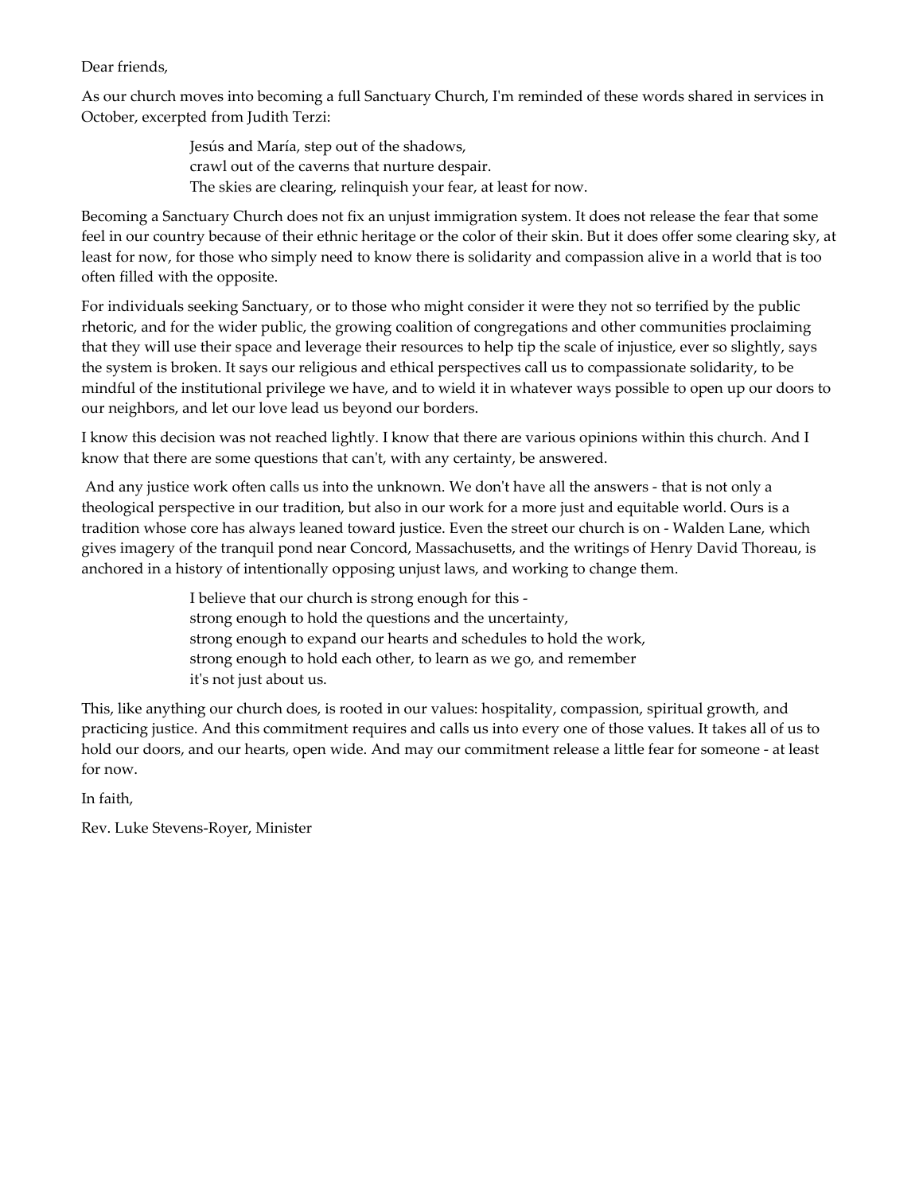Dear friends,

As our church moves into becoming a full Sanctuary Church, I'm reminded of these words shared in services in October, excerpted from Judith Terzi:

> Jesús and María, step out of the shadows,  
> crawl out of the caverns that nurture despair.  
> The skies are clearing, relinquish your fear, at least for now.

Becoming a Sanctuary Church does not fix an unjust immigration system. It does not release the fear that some feel in our country because of their ethnic heritage or the color of their skin. But it does offer some clearing sky, at least for now, for those who simply need to know there is solidarity and compassion alive in a world that is too often filled with the opposite.

For individuals seeking Sanctuary, or to those who might consider it were they not so terrified by the public rhetoric, and for the wider public, the growing coalition of congregations and other communities proclaiming that they will use their space and leverage their resources to help tip the scale of injustice, ever so slightly, says the system is broken. It says our religious and ethical perspectives call us to compassionate solidarity, to be mindful of the institutional privilege we have, and to wield it in whatever ways possible to open up our doors to our neighbors, and let our love lead us beyond our borders.

I know this decision was not reached lightly. I know that there are various opinions within this church. And I know that there are some questions that can't, with any certainty, be answered.

And any justice work often calls us into the unknown. We don't have all the answers - that is not only a theological perspective in our tradition, but also in our work for a more just and equitable world. Ours is a tradition whose core has always leaned toward justice. Even the street our church is on - Walden Lane, which gives imagery of the tranquil pond near Concord, Massachusetts, and the writings of Henry David Thoreau, is anchored in a history of intentionally opposing unjust laws, and working to change them.

> I believe that our church is strong enough for this -  
> strong enough to hold the questions and the uncertainty,  
> strong enough to expand our hearts and schedules to hold the work,  
> strong enough to hold each other, to learn as we go, and remember  
> it's not just about us.

This, like anything our church does, is rooted in our values: hospitality, compassion, spiritual growth, and practicing justice. And this commitment requires and calls us into every one of those values. It takes all of us to hold our doors, and our hearts, open wide. And may our commitment release a little fear for someone - at least for now.

In faith,

Rev. Luke Stevens-Royer, Minister